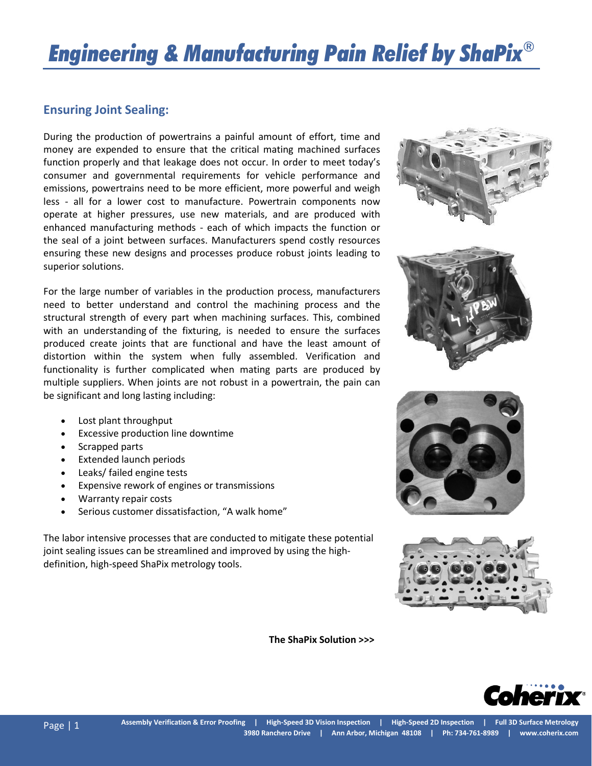# Engineering & Manufacturing Pain Relief by ShaPix®

## Ensuring Joint Sealing:

During the production of powertrains a painful amount of effort, time and money are expended to ensure that the critical mating machined surfaces function properly and that leakage does not occur. In order to meet today's consumer and governmental requirements for vehicle performance and emissions, powertrains need to be more efficient, more powerful and weigh less - all for a lower cost to manufacture. Powertrain components now operate at higher pressures, use new materials, and are produced with enhanced manufacturing methods - each of which impacts the function or the seal of a joint between surfaces. Manufacturers spend costly resources ensuring these new designs and processes produce robust joints leading to superior solutions.

For the large number of variables in the production process, manufacturers need to better understand and control the machining process and the structural strength of every part when machining surfaces. This, combined with an understanding of the fixturing, is needed to ensure the surfaces produced create joints that are functional and have the least amount of distortion within the system when fully assembled. Verification and functionality is further complicated when mating parts are produced by multiple suppliers. When joints are not robust in a powertrain, the pain can be significant and long lasting including:

- Lost plant throughput
- Excessive production line downtime
- Scrapped parts
- Extended launch periods
- Leaks/ failed engine tests
- Expensive rework of engines or transmissions
- Warranty repair costs
- Serious customer dissatisfaction, "A walk home"

The labor intensive processes that are conducted to mitigate these potential joint sealing issues can be streamlined and improved by using the high-definition, high-speed ShaPix metrology tools.

**The ShaPix Solution >>>**

Assembly Verification & Error Proofing | High-Speed 3D Vision Inspection | High-Speed 2D Inspection | Full 3D Surface Metrology
3980 Ranchero Drive | Ann Arbor, Michigan 48108 | Ph: 734-761-8989 | www.coherix.com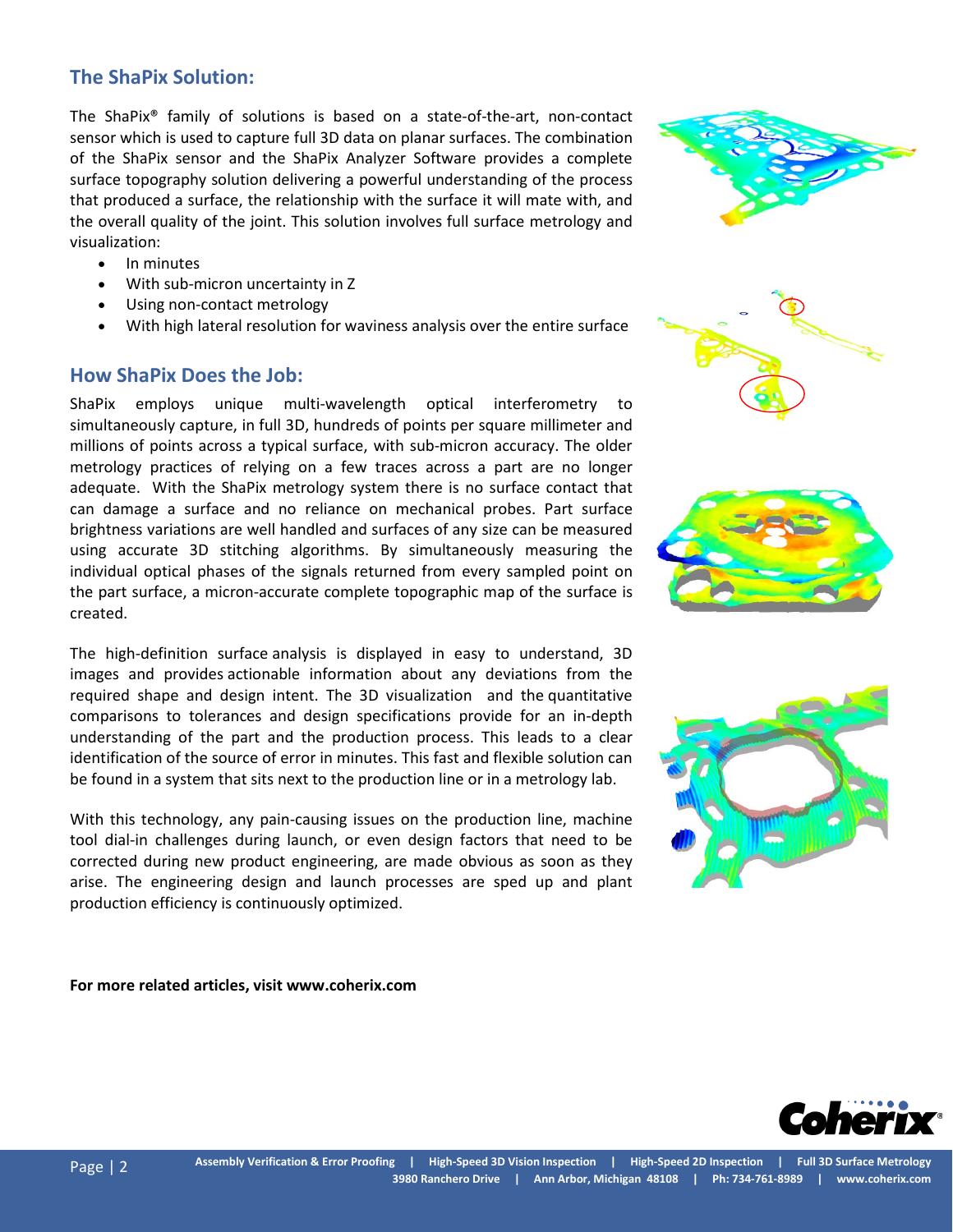## The ShaPix Solution:

The ShaPix® family of solutions is based on a state-of-the-art, non-contact sensor which is used to capture full 3D data on planar surfaces. The combination of the ShaPix sensor and the ShaPix Analyzer Software provides a complete surface topography solution delivering a powerful understanding of the process that produced a surface, the relationship with the surface it will mate with, and the overall quality of the joint. This solution involves full surface metrology and visualization:

- In minutes
- With sub-micron uncertainty in Z
- Using non-contact metrology
- With high lateral resolution for waviness analysis over the entire surface

## How ShaPix Does the Job:

ShaPix employs unique multi-wavelength optical interferometry to simultaneously capture, in full 3D, hundreds of points per square millimeter and millions of points across a typical surface, with sub-micron accuracy. The older metrology practices of relying on a few traces across a part are no longer adequate. With the ShaPix metrology system there is no surface contact that can damage a surface and no reliance on mechanical probes. Part surface brightness variations are well handled and surfaces of any size can be measured using accurate 3D stitching algorithms. By simultaneously measuring the individual optical phases of the signals returned from every sampled point on the part surface, a micron-accurate complete topographic map of the surface is created.

The high-definition surface analysis is displayed in easy to understand, 3D images and provides actionable information about any deviations from the required shape and design intent. The 3D visualization and the quantitative comparisons to tolerances and design specifications provide for an in-depth understanding of the part and the production process. This leads to a clear identification of the source of error in minutes. This fast and flexible solution can be found in a system that sits next to the production line or in a metrology lab.

With this technology, any pain-causing issues on the production line, machine tool dial-in challenges during launch, or even design factors that need to be corrected during new product engineering, are made obvious as soon as they arise. The engineering design and launch processes are sped up and plant production efficiency is continuously optimized.

**For more related articles, visit www.coherix.com**